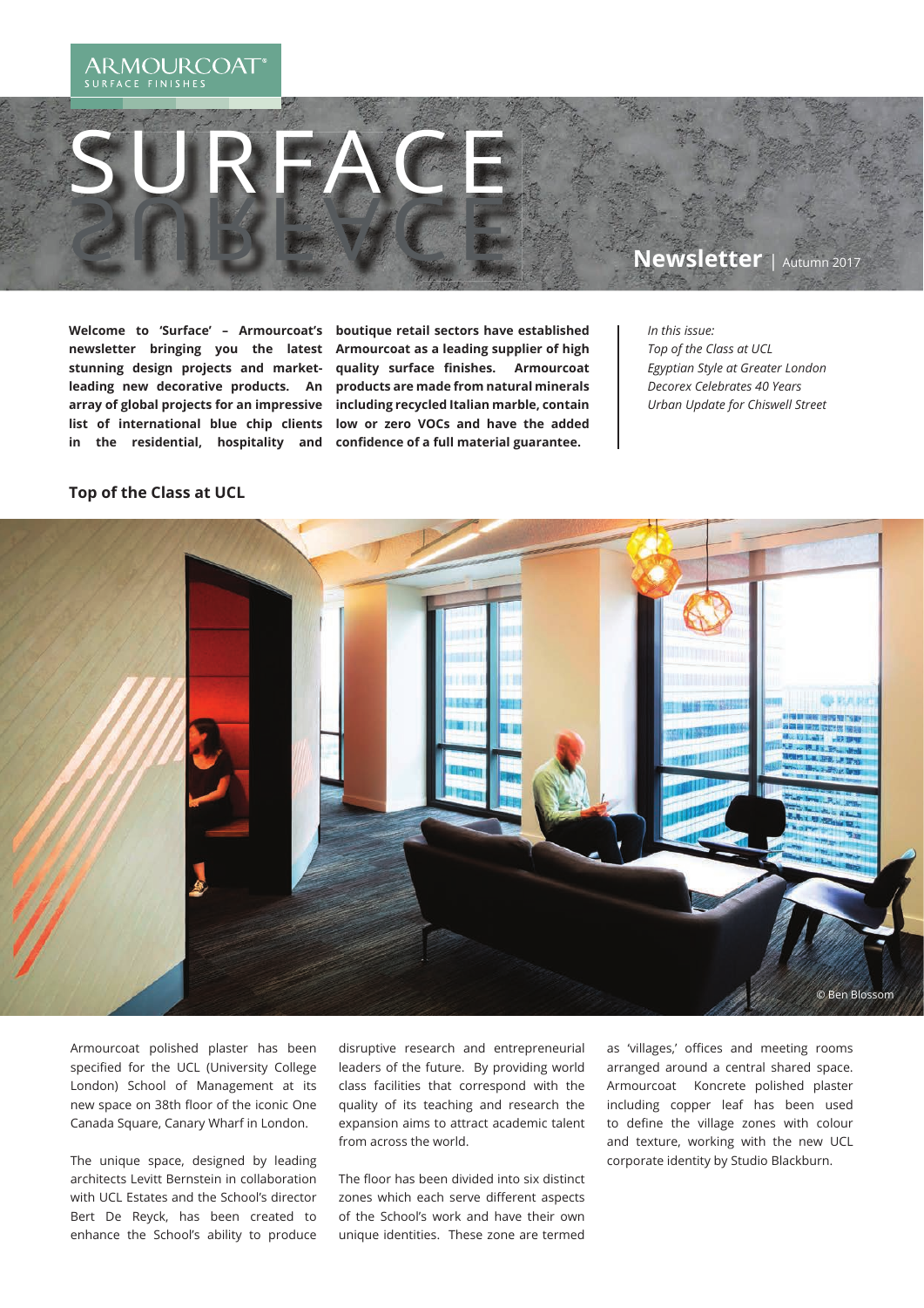ARMOURCOAT®
SURFACE FINISHES

# SURFACE

**Newsletter** | Autumn 2017

**Welcome to 'Surface' – Armourcoat's newsletter bringing you the latest stunning design projects and market-leading new decorative products. An array of global projects for an impressive list of international blue chip clients in the residential, hospitality and boutique retail sectors have established Armourcoat as a leading supplier of high quality surface finishes. Armourcoat products are made from natural minerals including recycled Italian marble, contain low or zero VOCs and have the added confidence of a full material guarantee.**

*In this issue:*
*Top of the Class at UCL*
*Egyptian Style at Greater London*
*Decorex Celebrates 40 Years*
*Urban Update for Chiswell Street*

## Top of the Class at UCL

© Ben Blossom

Armourcoat polished plaster has been specified for the UCL (University College London) School of Management at its new space on 38th floor of the iconic One Canada Square, Canary Wharf in London.

The unique space, designed by leading architects Levitt Bernstein in collaboration with UCL Estates and the School's director Bert De Reyck, has been created to enhance the School's ability to produce disruptive research and entrepreneurial leaders of the future. By providing world class facilities that correspond with the quality of its teaching and research the expansion aims to attract academic talent from across the world.

The floor has been divided into six distinct zones which each serve different aspects of the School's work and have their own unique identities. These zone are termed as 'villages,' offices and meeting rooms arranged around a central shared space. Armourcoat Koncrete polished plaster including copper leaf has been used to define the village zones with colour and texture, working with the new UCL corporate identity by Studio Blackburn.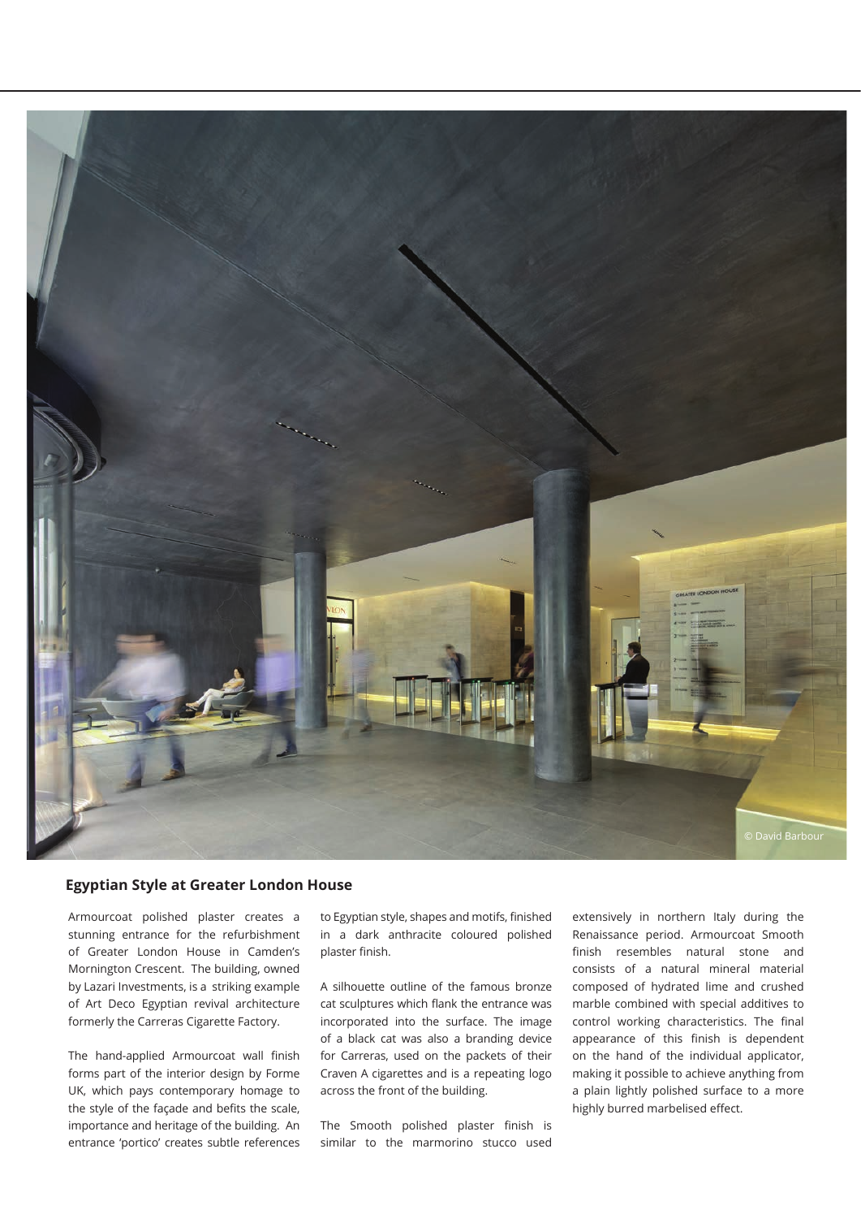## Egyptian Style at Greater London House

Armourcoat polished plaster creates a stunning entrance for the refurbishment of Greater London House in Camden's Mornington Crescent. The building, owned by Lazari Investments, is a striking example of Art Deco Egyptian revival architecture formerly the Carreras Cigarette Factory.

The hand-applied Armourcoat wall finish forms part of the interior design by Forme UK, which pays contemporary homage to the style of the façade and befits the scale, importance and heritage of the building. An entrance 'portico' creates subtle references to Egyptian style, shapes and motifs, finished in a dark anthracite coloured polished plaster finish.

A silhouette outline of the famous bronze cat sculptures which flank the entrance was incorporated into the surface. The image of a black cat was also a branding device for Carreras, used on the packets of their Craven A cigarettes and is a repeating logo across the front of the building.

The Smooth polished plaster finish is similar to the marmorino stucco used extensively in northern Italy during the Renaissance period. Armourcoat Smooth finish resembles natural stone and consists of a natural mineral material composed of hydrated lime and crushed marble combined with special additives to control working characteristics. The final appearance of this finish is dependent on the hand of the individual applicator, making it possible to achieve anything from a plain lightly polished surface to a more highly burred marbelised effect.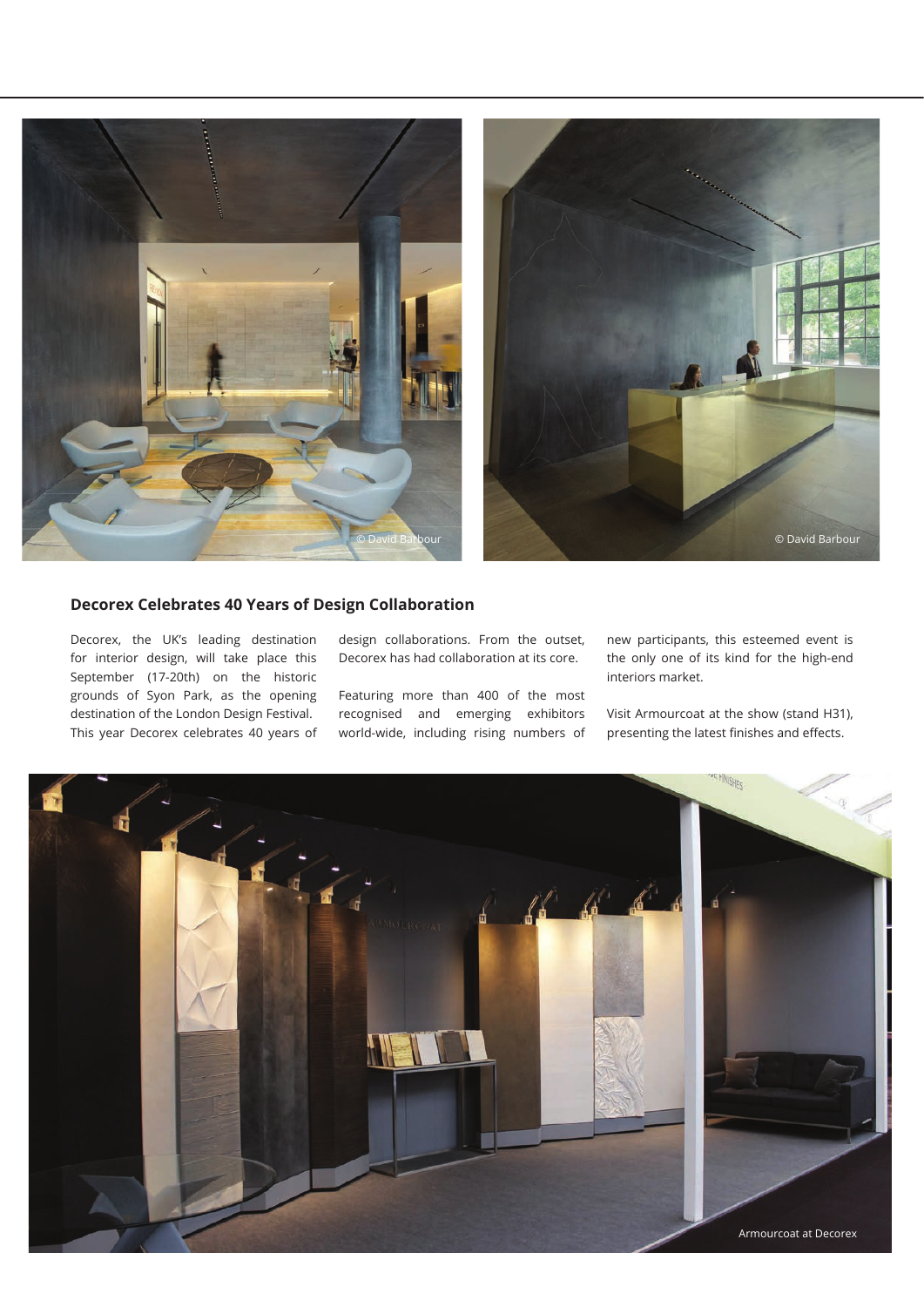© David Barbour

© David Barbour

## Decorex Celebrates 40 Years of Design Collaboration

Decorex, the UK's leading destination for interior design, will take place this September (17-20th) on the historic grounds of Syon Park, as the opening destination of the London Design Festival. This year Decorex celebrates 40 years of design collaborations. From the outset, Decorex has had collaboration at its core.

Featuring more than 400 of the most recognised and emerging exhibitors world-wide, including rising numbers of new participants, this esteemed event is the only one of its kind for the high-end interiors market.

Visit Armourcoat at the show (stand H31), presenting the latest finishes and effects.

Armourcoat at Decorex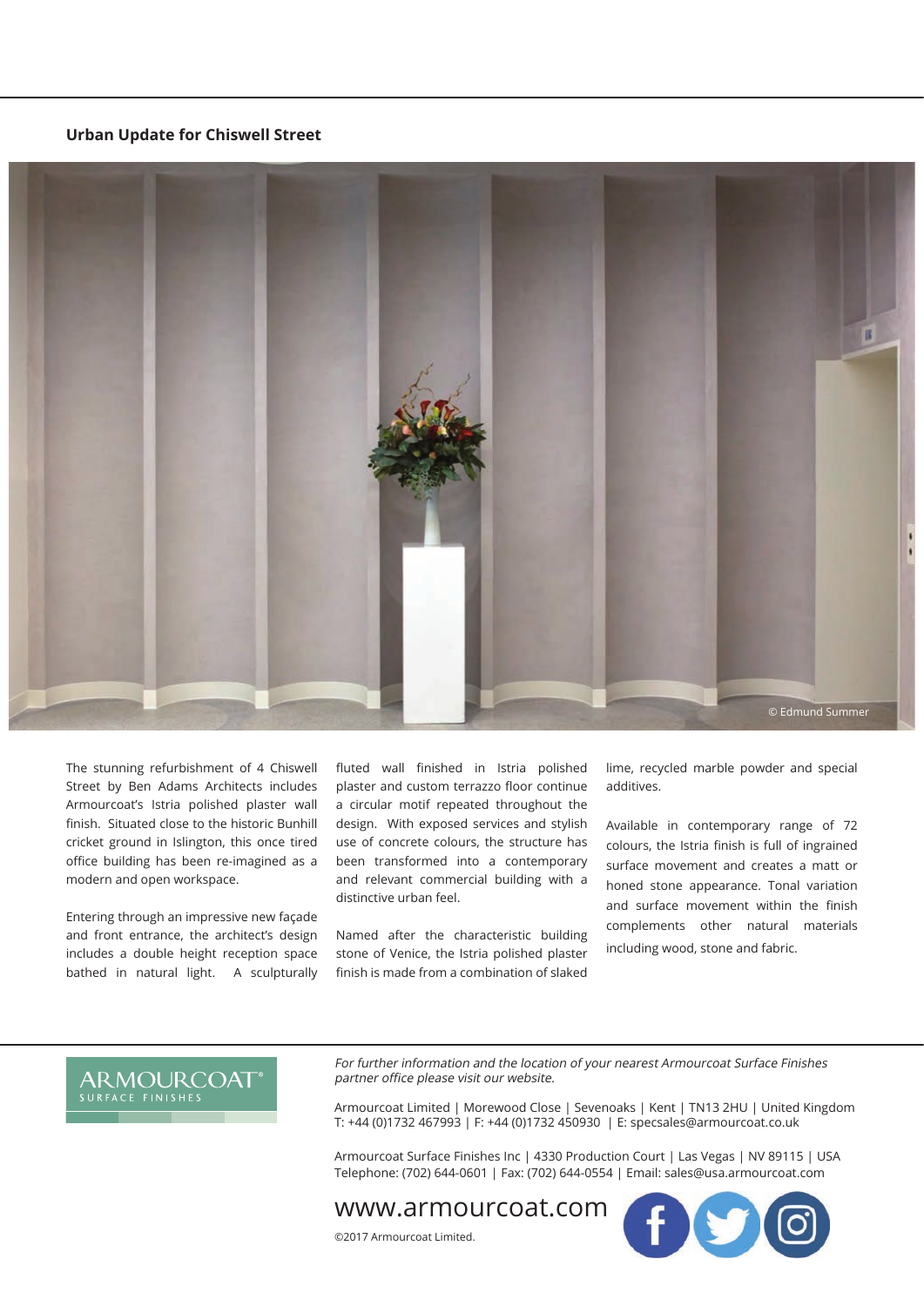## Urban Update for Chiswell Street

© Edmund Summer

The stunning refurbishment of 4 Chiswell Street by Ben Adams Architects includes Armourcoat's Istria polished plaster wall finish. Situated close to the historic Bunhill cricket ground in Islington, this once tired office building has been re-imagined as a modern and open workspace.

Entering through an impressive new façade and front entrance, the architect's design includes a double height reception space bathed in natural light. A sculpturally fluted wall finished in Istria polished plaster and custom terrazzo floor continue a circular motif repeated throughout the design. With exposed services and stylish use of concrete colours, the structure has been transformed into a contemporary and relevant commercial building with a distinctive urban feel.

Named after the characteristic building stone of Venice, the Istria polished plaster finish is made from a combination of slaked lime, recycled marble powder and special additives.

Available in contemporary range of 72 colours, the Istria finish is full of ingrained surface movement and creates a matt or honed stone appearance. Tonal variation and surface movement within the finish complements other natural materials including wood, stone and fabric.

ARMOURCOAT®
SURFACE FINISHES

*For further information and the location of your nearest Armourcoat Surface Finishes partner office please visit our website.*

Armourcoat Limited | Morewood Close | Sevenoaks | Kent | TN13 2HU | United Kingdom
T: +44 (0)1732 467993 | F: +44 (0)1732 450930 | E: specsales@armourcoat.co.uk

Armourcoat Surface Finishes Inc | 4330 Production Court | Las Vegas | NV 89115 | USA
Telephone: (702) 644-0601 | Fax: (702) 644-0554 | Email: sales@usa.armourcoat.com

www.armourcoat.com

©2017 Armourcoat Limited.